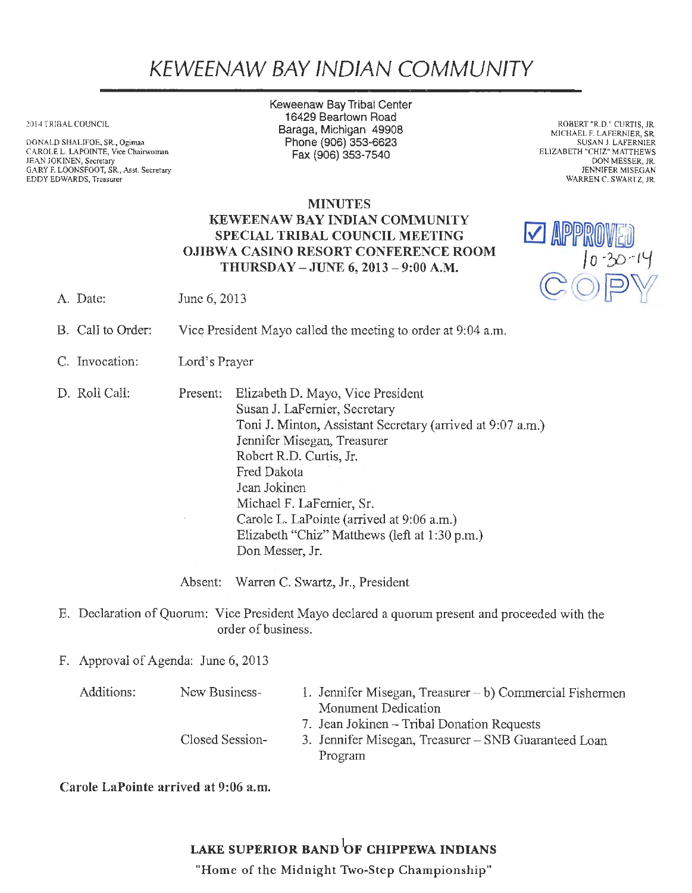# KEWEENAW BAY INDIAN COMMUNITY

2014 TRIBAL COUNCIL

DONALD SHALIFOE, SR., Ogimaa
CAROLE L. LAPOINTE, Vice Chairwoman
JEAN JOKINEN, Secretary
GARY F. LOONSFOOT, SR., Asst. Secretary
EDDY EDWARDS, Treasurer

Keweenaw Bay Tribal Center
16429 Beartown Road
Baraga, Michigan 49908
Phone (906) 353-6623
Fax (906) 353-7540

ROBERT "R.D." CURTIS, JR.
MICHAEL F. LAFERNIER, SR.
SUSAN J. LAFERNIER
ELIZABETH "CHIZ" MATTHEWS
DON MESSER, JR.
JENNIFER MISEGAN
WARREN C. SWARTZ, JR.

**MINUTES**
**KEWEENAW BAY INDIAN COMMUNITY**
**SPECIAL TRIBAL COUNCIL MEETING**
**OJIBWA CASINO RESORT CONFERENCE ROOM**
**THURSDAY – JUNE 6, 2013 – 9:00 A.M.**

☑ APPROVED 10-30-14
COPY

A. Date: June 6, 2013

B. Call to Order: Vice President Mayo called the meeting to order at 9:04 a.m.

C. Invocation: Lord's Prayer

D. Roll Call:

Present:
- Elizabeth D. Mayo, Vice President
- Susan J. LaFernier, Secretary
- Toni J. Minton, Assistant Secretary (arrived at 9:07 a.m.)
- Jennifer Misegan, Treasurer
- Robert R.D. Curtis, Jr.
- Fred Dakota
- Jean Jokinen
- Michael F. LaFernier, Sr.
- Carole L. LaPointe (arrived at 9:06 a.m.)
- Elizabeth "Chiz" Matthews (left at 1:30 p.m.)
- Don Messer, Jr.

Absent: Warren C. Swartz, Jr., President

E. Declaration of Quorum: Vice President Mayo declared a quorum present and proceeded with the order of business.

F. Approval of Agenda: June 6, 2013

Additions:

New Business-
1. Jennifer Misegan, Treasurer – b) Commercial Fishermen Monument Dedication
7. Jean Jokinen – Tribal Donation Requests

Closed Session-
3. Jennifer Misegan, Treasurer – SNB Guaranteed Loan Program

**Carole LaPointe arrived at 9:06 a.m.**

**LAKE SUPERIOR BAND OF CHIPPEWA INDIANS**

"Home of the Midnight Two-Step Championship"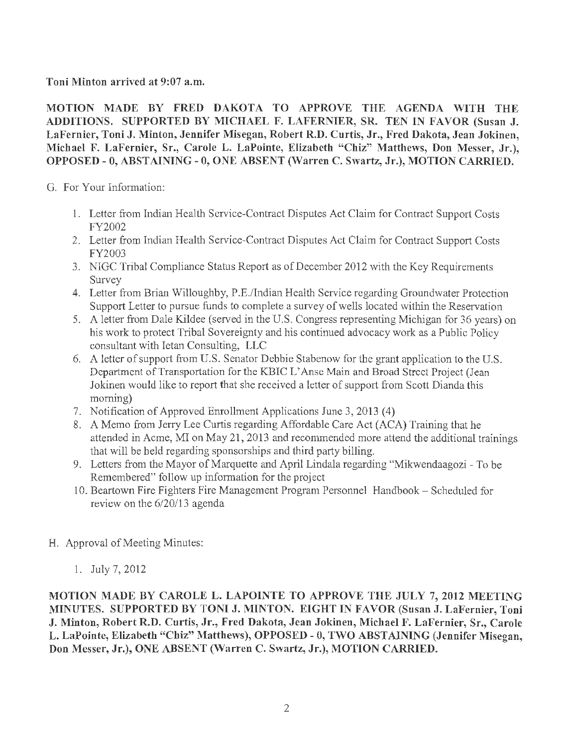Toni Minton arrived at 9:07 a.m.

**MOTION MADE BY FRED DAKOTA TO APPROVE THE AGENDA WITH THE ADDITIONS. SUPPORTED BY MICHAEL F. LAFERNIER, SR. TEN IN FAVOR (Susan J. LaFernier, Toni J. Minton, Jennifer Misegan, Robert R.D. Curtis, Jr., Fred Dakota, Jean Jokinen, Michael F. LaFernier, Sr., Carole L. LaPointe, Elizabeth "Chiz" Matthews, Don Messer, Jr.), OPPOSED - 0, ABSTAINING - 0, ONE ABSENT (Warren C. Swartz, Jr.), MOTION CARRIED.**

G. For Your Information:

1. Letter from Indian Health Service-Contract Disputes Act Claim for Contract Support Costs FY2002
2. Letter from Indian Health Service-Contract Disputes Act Claim for Contract Support Costs FY2003
3. NIGC Tribal Compliance Status Report as of December 2012 with the Key Requirements Survey
4. Letter from Brian Willoughby, P.E./Indian Health Service regarding Groundwater Protection Support Letter to pursue funds to complete a survey of wells located within the Reservation
5. A letter from Dale Kildee (served in the U.S. Congress representing Michigan for 36 years) on his work to protect Tribal Sovereignty and his continued advocacy work as a Public Policy consultant with Ietan Consulting, LLC
6. A letter of support from U.S. Senator Debbie Stabenow for the grant application to the U.S. Department of Transportation for the KBIC L'Anse Main and Broad Street Project (Jean Jokinen would like to report that she received a letter of support from Scott Dianda this morning)
7. Notification of Approved Enrollment Applications June 3, 2013 (4)
8. A Memo from Jerry Lee Curtis regarding Affordable Care Act (ACA) Training that he attended in Acme, MI on May 21, 2013 and recommended more attend the additional trainings that will be held regarding sponsorships and third party billing.
9. Letters from the Mayor of Marquette and April Lindala regarding "Mikwendaagozi - To be Remembered" follow up information for the project
10. Beartown Fire Fighters Fire Management Program Personnel Handbook – Scheduled for review on the 6/20/13 agenda

H. Approval of Meeting Minutes:

1. July 7, 2012

**MOTION MADE BY CAROLE L. LAPOINTE TO APPROVE THE JULY 7, 2012 MEETING MINUTES. SUPPORTED BY TONI J. MINTON. EIGHT IN FAVOR (Susan J. LaFernier, Toni J. Minton, Robert R.D. Curtis, Jr., Fred Dakota, Jean Jokinen, Michael F. LaFernier, Sr., Carole L. LaPointe, Elizabeth "Chiz" Matthews), OPPOSED - 0, TWO ABSTAINING (Jennifer Misegan, Don Messer, Jr.), ONE ABSENT (Warren C. Swartz, Jr.), MOTION CARRIED.**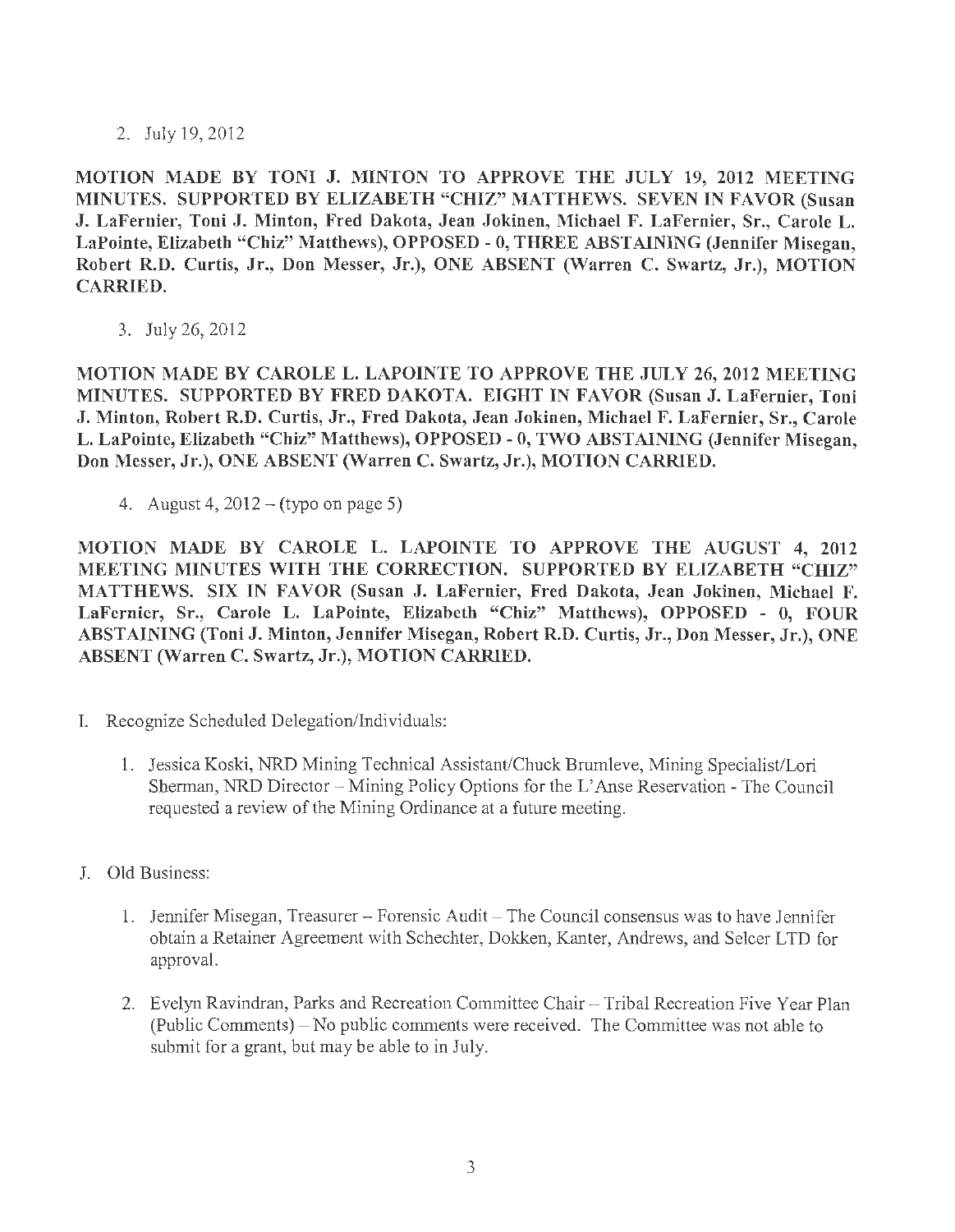2. July 19, 2012

**MOTION MADE BY TONI J. MINTON TO APPROVE THE JULY 19, 2012 MEETING MINUTES. SUPPORTED BY ELIZABETH "CHIZ" MATTHEWS. SEVEN IN FAVOR (Susan J. LaFernier, Toni J. Minton, Fred Dakota, Jean Jokinen, Michael F. LaFernier, Sr., Carole L. LaPointe, Elizabeth "Chiz" Matthews), OPPOSED - 0, THREE ABSTAINING (Jennifer Misegan, Robert R.D. Curtis, Jr., Don Messer, Jr.), ONE ABSENT (Warren C. Swartz, Jr.), MOTION CARRIED.**

3. July 26, 2012

**MOTION MADE BY CAROLE L. LAPOINTE TO APPROVE THE JULY 26, 2012 MEETING MINUTES. SUPPORTED BY FRED DAKOTA. EIGHT IN FAVOR (Susan J. LaFernier, Toni J. Minton, Robert R.D. Curtis, Jr., Fred Dakota, Jean Jokinen, Michael F. LaFernier, Sr., Carole L. LaPointe, Elizabeth "Chiz" Matthews), OPPOSED - 0, TWO ABSTAINING (Jennifer Misegan, Don Messer, Jr.), ONE ABSENT (Warren C. Swartz, Jr.), MOTION CARRIED.**

4. August 4, 2012 – (typo on page 5)

**MOTION MADE BY CAROLE L. LAPOINTE TO APPROVE THE AUGUST 4, 2012 MEETING MINUTES WITH THE CORRECTION. SUPPORTED BY ELIZABETH "CHIZ" MATTHEWS. SIX IN FAVOR (Susan J. LaFernier, Fred Dakota, Jean Jokinen, Michael F. LaFernier, Sr., Carole L. LaPointe, Elizabeth "Chiz" Matthews), OPPOSED - 0, FOUR ABSTAINING (Toni J. Minton, Jennifer Misegan, Robert R.D. Curtis, Jr., Don Messer, Jr.), ONE ABSENT (Warren C. Swartz, Jr.), MOTION CARRIED.**

I. Recognize Scheduled Delegation/Individuals:

1. Jessica Koski, NRD Mining Technical Assistant/Chuck Brumleve, Mining Specialist/Lori Sherman, NRD Director – Mining Policy Options for the L'Anse Reservation - The Council requested a review of the Mining Ordinance at a future meeting.

J. Old Business:

1. Jennifer Misegan, Treasurer – Forensic Audit – The Council consensus was to have Jennifer obtain a Retainer Agreement with Schechter, Dokken, Kanter, Andrews, and Selcer LTD for approval.

2. Evelyn Ravindran, Parks and Recreation Committee Chair – Tribal Recreation Five Year Plan (Public Comments) – No public comments were received. The Committee was not able to submit for a grant, but may be able to in July.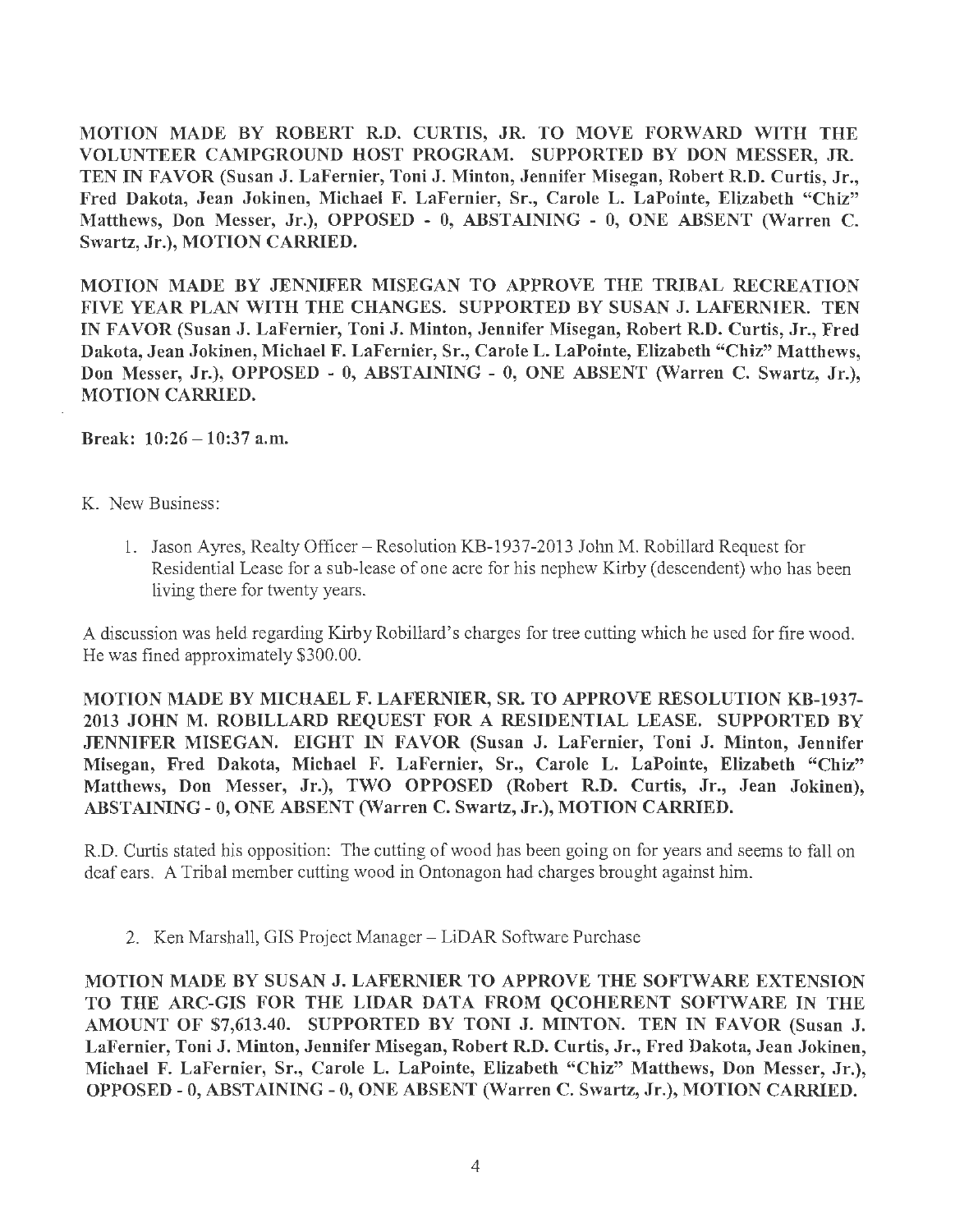**MOTION MADE BY ROBERT R.D. CURTIS, JR. TO MOVE FORWARD WITH THE VOLUNTEER CAMPGROUND HOST PROGRAM. SUPPORTED BY DON MESSER, JR. TEN IN FAVOR (Susan J. LaFernier, Toni J. Minton, Jennifer Misegan, Robert R.D. Curtis, Jr., Fred Dakota, Jean Jokinen, Michael F. LaFernier, Sr., Carole L. LaPointe, Elizabeth "Chiz" Matthews, Don Messer, Jr.), OPPOSED - 0, ABSTAINING - 0, ONE ABSENT (Warren C. Swartz, Jr.), MOTION CARRIED.**

**MOTION MADE BY JENNIFER MISEGAN TO APPROVE THE TRIBAL RECREATION FIVE YEAR PLAN WITH THE CHANGES. SUPPORTED BY SUSAN J. LAFERNIER. TEN IN FAVOR (Susan J. LaFernier, Toni J. Minton, Jennifer Misegan, Robert R.D. Curtis, Jr., Fred Dakota, Jean Jokinen, Michael F. LaFernier, Sr., Carole L. LaPointe, Elizabeth "Chiz" Matthews, Don Messer, Jr.), OPPOSED - 0, ABSTAINING - 0, ONE ABSENT (Warren C. Swartz, Jr.), MOTION CARRIED.**

**Break: 10:26 – 10:37 a.m.**

K. New Business:

1. Jason Ayres, Realty Officer – Resolution KB-1937-2013 John M. Robillard Request for Residential Lease for a sub-lease of one acre for his nephew Kirby (descendent) who has been living there for twenty years.

A discussion was held regarding Kirby Robillard's charges for tree cutting which he used for fire wood. He was fined approximately $300.00.

**MOTION MADE BY MICHAEL F. LAFERNIER, SR. TO APPROVE RESOLUTION KB-1937-2013 JOHN M. ROBILLARD REQUEST FOR A RESIDENTIAL LEASE. SUPPORTED BY JENNIFER MISEGAN. EIGHT IN FAVOR (Susan J. LaFernier, Toni J. Minton, Jennifer Misegan, Fred Dakota, Michael F. LaFernier, Sr., Carole L. LaPointe, Elizabeth "Chiz" Matthews, Don Messer, Jr.), TWO OPPOSED (Robert R.D. Curtis, Jr., Jean Jokinen), ABSTAINING - 0, ONE ABSENT (Warren C. Swartz, Jr.), MOTION CARRIED.**

R.D. Curtis stated his opposition: The cutting of wood has been going on for years and seems to fall on deaf ears. A Tribal member cutting wood in Ontonagon had charges brought against him.

2. Ken Marshall, GIS Project Manager – LiDAR Software Purchase

**MOTION MADE BY SUSAN J. LAFERNIER TO APPROVE THE SOFTWARE EXTENSION TO THE ARC-GIS FOR THE LIDAR DATA FROM QCOHERENT SOFTWARE IN THE AMOUNT OF $7,613.40. SUPPORTED BY TONI J. MINTON. TEN IN FAVOR (Susan J. LaFernier, Toni J. Minton, Jennifer Misegan, Robert R.D. Curtis, Jr., Fred Dakota, Jean Jokinen, Michael F. LaFernier, Sr., Carole L. LaPointe, Elizabeth "Chiz" Matthews, Don Messer, Jr.), OPPOSED - 0, ABSTAINING - 0, ONE ABSENT (Warren C. Swartz, Jr.), MOTION CARRIED.**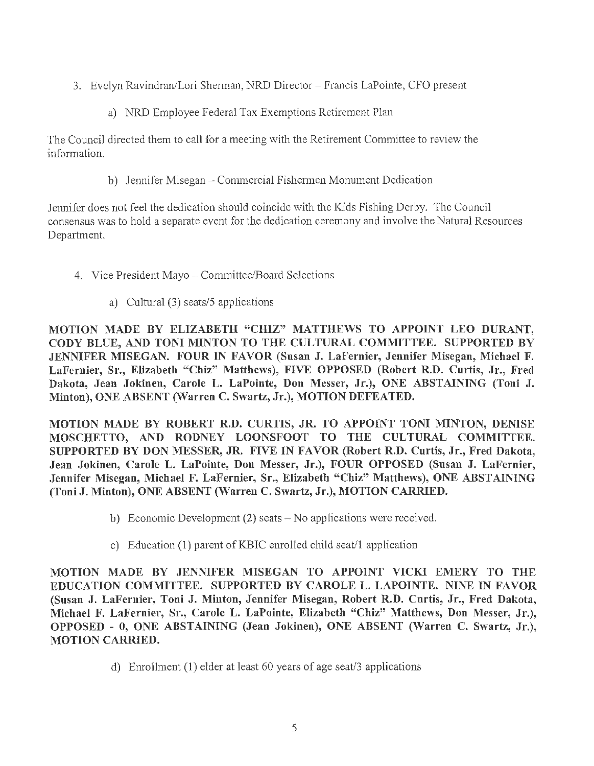3. Evelyn Ravindran/Lori Sherman, NRD Director – Francis LaPointe, CFO present

    a) NRD Employee Federal Tax Exemptions Retirement Plan

The Council directed them to call for a meeting with the Retirement Committee to review the information.

    b) Jennifer Misegan – Commercial Fishermen Monument Dedication

Jennifer does not feel the dedication should coincide with the Kids Fishing Derby. The Council consensus was to hold a separate event for the dedication ceremony and involve the Natural Resources Department.

4. Vice President Mayo – Committee/Board Selections

    a) Cultural (3) seats/5 applications

**MOTION MADE BY ELIZABETH "CHIZ" MATTHEWS TO APPOINT LEO DURANT, CODY BLUE, AND TONI MINTON TO THE CULTURAL COMMITTEE. SUPPORTED BY JENNIFER MISEGAN. FOUR IN FAVOR (Susan J. LaFernier, Jennifer Misegan, Michael F. LaFernier, Sr., Elizabeth "Chiz" Matthews), FIVE OPPOSED (Robert R.D. Curtis, Jr., Fred Dakota, Jean Jokinen, Carole L. LaPointe, Don Messer, Jr.), ONE ABSTAINING (Toni J. Minton), ONE ABSENT (Warren C. Swartz, Jr.), MOTION DEFEATED.**

**MOTION MADE BY ROBERT R.D. CURTIS, JR. TO APPOINT TONI MINTON, DENISE MOSCHETTO, AND RODNEY LOONSFOOT TO THE CULTURAL COMMITTEE. SUPPORTED BY DON MESSER, JR. FIVE IN FAVOR (Robert R.D. Curtis, Jr., Fred Dakota, Jean Jokinen, Carole L. LaPointe, Don Messer, Jr.), FOUR OPPOSED (Susan J. LaFernier, Jennifer Misegan, Michael F. LaFernier, Sr., Elizabeth "Chiz" Matthews), ONE ABSTAINING (Toni J. Minton), ONE ABSENT (Warren C. Swartz, Jr.), MOTION CARRIED.**

    b) Economic Development (2) seats – No applications were received.

    c) Education (1) parent of KBIC enrolled child seat/1 application

**MOTION MADE BY JENNIFER MISEGAN TO APPOINT VICKI EMERY TO THE EDUCATION COMMITTEE. SUPPORTED BY CAROLE L. LAPOINTE. NINE IN FAVOR (Susan J. LaFernier, Toni J. Minton, Jennifer Misegan, Robert R.D. Curtis, Jr., Fred Dakota, Michael F. LaFernier, Sr., Carole L. LaPointe, Elizabeth "Chiz" Matthews, Don Messer, Jr.), OPPOSED - 0, ONE ABSTAINING (Jean Jokinen), ONE ABSENT (Warren C. Swartz, Jr.), MOTION CARRIED.**

    d) Enrollment (1) elder at least 60 years of age seat/3 applications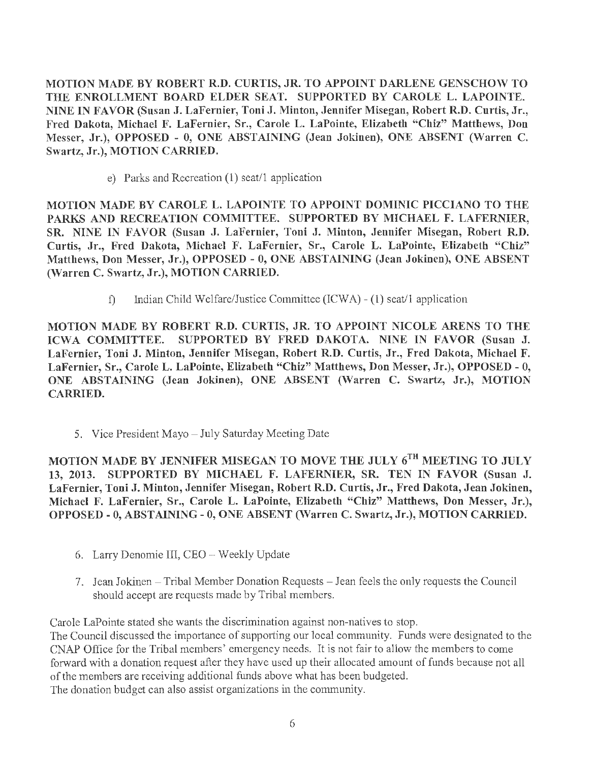**MOTION MADE BY ROBERT R.D. CURTIS, JR. TO APPOINT DARLENE GENSCHOW TO THE ENROLLMENT BOARD ELDER SEAT. SUPPORTED BY CAROLE L. LAPOINTE. NINE IN FAVOR (Susan J. LaFernier, Toni J. Minton, Jennifer Misegan, Robert R.D. Curtis, Jr., Fred Dakota, Michael F. LaFernier, Sr., Carole L. LaPointe, Elizabeth "Chiz" Matthews, Don Messer, Jr.), OPPOSED - 0, ONE ABSTAINING (Jean Jokinen), ONE ABSENT (Warren C. Swartz, Jr.), MOTION CARRIED.**

e) Parks and Recreation (1) seat/1 application

**MOTION MADE BY CAROLE L. LAPOINTE TO APPOINT DOMINIC PICCIANO TO THE PARKS AND RECREATION COMMITTEE. SUPPORTED BY MICHAEL F. LAFERNIER, SR. NINE IN FAVOR (Susan J. LaFernier, Toni J. Minton, Jennifer Misegan, Robert R.D. Curtis, Jr., Fred Dakota, Michael F. LaFernier, Sr., Carole L. LaPointe, Elizabeth "Chiz" Matthews, Don Messer, Jr.), OPPOSED - 0, ONE ABSTAINING (Jean Jokinen), ONE ABSENT (Warren C. Swartz, Jr.), MOTION CARRIED.**

f) Indian Child Welfare/Justice Committee (ICWA) - (1) seat/1 application

**MOTION MADE BY ROBERT R.D. CURTIS, JR. TO APPOINT NICOLE ARENS TO THE ICWA COMMITTEE. SUPPORTED BY FRED DAKOTA. NINE IN FAVOR (Susan J. LaFernier, Toni J. Minton, Jennifer Misegan, Robert R.D. Curtis, Jr., Fred Dakota, Michael F. LaFernier, Sr., Carole L. LaPointe, Elizabeth "Chiz" Matthews, Don Messer, Jr.), OPPOSED - 0, ONE ABSTAINING (Jean Jokinen), ONE ABSENT (Warren C. Swartz, Jr.), MOTION CARRIED.**

5. Vice President Mayo – July Saturday Meeting Date

**MOTION MADE BY JENNIFER MISEGAN TO MOVE THE JULY 6TH MEETING TO JULY 13, 2013. SUPPORTED BY MICHAEL F. LAFERNIER, SR. TEN IN FAVOR (Susan J. LaFernier, Toni J. Minton, Jennifer Misegan, Robert R.D. Curtis, Jr., Fred Dakota, Jean Jokinen, Michael F. LaFernier, Sr., Carole L. LaPointe, Elizabeth "Chiz" Matthews, Don Messer, Jr.), OPPOSED - 0, ABSTAINING - 0, ONE ABSENT (Warren C. Swartz, Jr.), MOTION CARRIED.**

6. Larry Denomie III, CEO – Weekly Update

7. Jean Jokinen – Tribal Member Donation Requests – Jean feels the only requests the Council should accept are requests made by Tribal members.

Carole LaPointe stated she wants the discrimination against non-natives to stop.
The Council discussed the importance of supporting our local community. Funds were designated to the CNAP Office for the Tribal members' emergency needs. It is not fair to allow the members to come forward with a donation request after they have used up their allocated amount of funds because not all of the members are receiving additional funds above what has been budgeted.
The donation budget can also assist organizations in the community.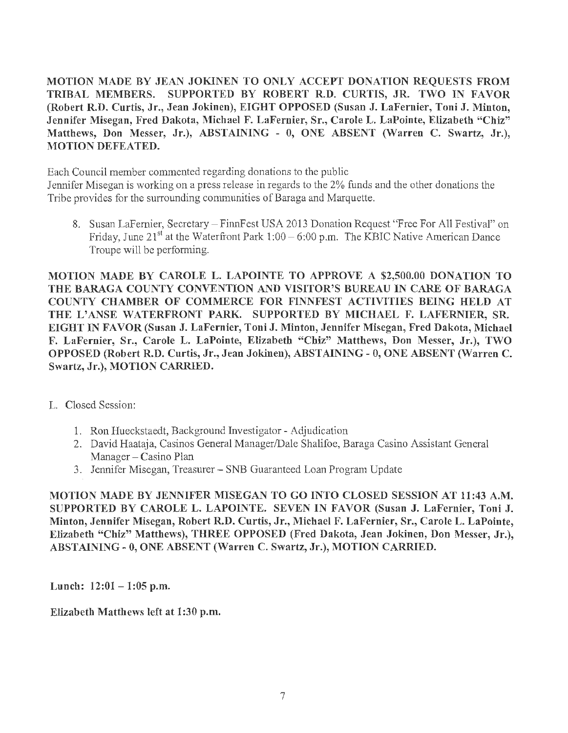**MOTION MADE BY JEAN JOKINEN TO ONLY ACCEPT DONATION REQUESTS FROM TRIBAL MEMBERS. SUPPORTED BY ROBERT R.D. CURTIS, JR. TWO IN FAVOR (Robert R.D. Curtis, Jr., Jean Jokinen), EIGHT OPPOSED (Susan J. LaFernier, Toni J. Minton, Jennifer Misegan, Fred Dakota, Michael F. LaFernier, Sr., Carole L. LaPointe, Elizabeth "Chiz" Matthews, Don Messer, Jr.), ABSTAINING - 0, ONE ABSENT (Warren C. Swartz, Jr.), MOTION DEFEATED.**

Each Council member commented regarding donations to the public
Jennifer Misegan is working on a press release in regards to the 2% funds and the other donations the Tribe provides for the surrounding communities of Baraga and Marquette.

8. Susan LaFernier, Secretary – FinnFest USA 2013 Donation Request "Free For All Festival" on Friday, June 21st at the Waterfront Park 1:00 – 6:00 p.m. The KBIC Native American Dance Troupe will be performing.

**MOTION MADE BY CAROLE L. LAPOINTE TO APPROVE A $2,500.00 DONATION TO THE BARAGA COUNTY CONVENTION AND VISITOR'S BUREAU IN CARE OF BARAGA COUNTY CHAMBER OF COMMERCE FOR FINNFEST ACTIVITIES BEING HELD AT THE L'ANSE WATERFRONT PARK. SUPPORTED BY MICHAEL F. LAFERNIER, SR. EIGHT IN FAVOR (Susan J. LaFernier, Toni J. Minton, Jennifer Misegan, Fred Dakota, Michael F. LaFernier, Sr., Carole L. LaPointe, Elizabeth "Chiz" Matthews, Don Messer, Jr.), TWO OPPOSED (Robert R.D. Curtis, Jr., Jean Jokinen), ABSTAINING - 0, ONE ABSENT (Warren C. Swartz, Jr.), MOTION CARRIED.**

L. Closed Session:

1. Ron Hueckstaedt, Background Investigator - Adjudication
2. David Haataja, Casinos General Manager/Dale Shalifoe, Baraga Casino Assistant General Manager – Casino Plan
3. Jennifer Misegan, Treasurer – SNB Guaranteed Loan Program Update

**MOTION MADE BY JENNIFER MISEGAN TO GO INTO CLOSED SESSION AT 11:43 A.M. SUPPORTED BY CAROLE L. LAPOINTE. SEVEN IN FAVOR (Susan J. LaFernier, Toni J. Minton, Jennifer Misegan, Robert R.D. Curtis, Jr., Michael F. LaFernier, Sr., Carole L. LaPointe, Elizabeth "Chiz" Matthews), THREE OPPOSED (Fred Dakota, Jean Jokinen, Don Messer, Jr.), ABSTAINING - 0, ONE ABSENT (Warren C. Swartz, Jr.), MOTION CARRIED.**

**Lunch: 12:01 – 1:05 p.m.**

**Elizabeth Matthews left at 1:30 p.m.**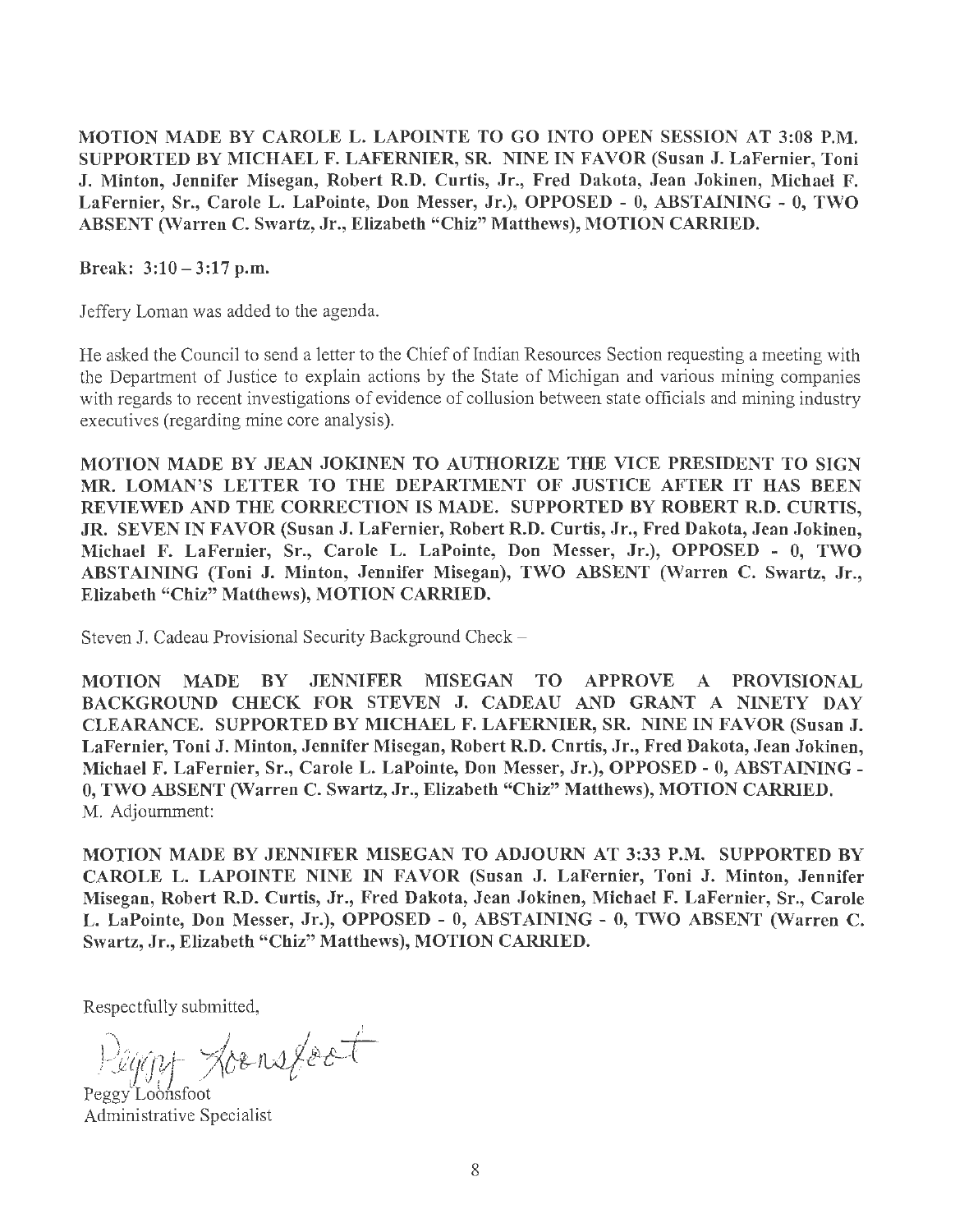**MOTION MADE BY CAROLE L. LAPOINTE TO GO INTO OPEN SESSION AT 3:08 P.M. SUPPORTED BY MICHAEL F. LAFERNIER, SR. NINE IN FAVOR (Susan J. LaFernier, Toni J. Minton, Jennifer Misegan, Robert R.D. Curtis, Jr., Fred Dakota, Jean Jokinen, Michael F. LaFernier, Sr., Carole L. LaPointe, Don Messer, Jr.), OPPOSED - 0, ABSTAINING - 0, TWO ABSENT (Warren C. Swartz, Jr., Elizabeth "Chiz" Matthews), MOTION CARRIED.**

**Break: 3:10 – 3:17 p.m.**

Jeffery Loman was added to the agenda.

He asked the Council to send a letter to the Chief of Indian Resources Section requesting a meeting with the Department of Justice to explain actions by the State of Michigan and various mining companies with regards to recent investigations of evidence of collusion between state officials and mining industry executives (regarding mine core analysis).

**MOTION MADE BY JEAN JOKINEN TO AUTHORIZE THE VICE PRESIDENT TO SIGN MR. LOMAN'S LETTER TO THE DEPARTMENT OF JUSTICE AFTER IT HAS BEEN REVIEWED AND THE CORRECTION IS MADE. SUPPORTED BY ROBERT R.D. CURTIS, JR. SEVEN IN FAVOR (Susan J. LaFernier, Robert R.D. Curtis, Jr., Fred Dakota, Jean Jokinen, Michael F. LaFernier, Sr., Carole L. LaPointe, Don Messer, Jr.), OPPOSED - 0, TWO ABSTAINING (Toni J. Minton, Jennifer Misegan), TWO ABSENT (Warren C. Swartz, Jr., Elizabeth "Chiz" Matthews), MOTION CARRIED.**

Steven J. Cadeau Provisional Security Background Check –

**MOTION MADE BY JENNIFER MISEGAN TO APPROVE A PROVISIONAL BACKGROUND CHECK FOR STEVEN J. CADEAU AND GRANT A NINETY DAY CLEARANCE. SUPPORTED BY MICHAEL F. LAFERNIER, SR. NINE IN FAVOR (Susan J. LaFernier, Toni J. Minton, Jennifer Misegan, Robert R.D. Curtis, Jr., Fred Dakota, Jean Jokinen, Michael F. LaFernier, Sr., Carole L. LaPointe, Don Messer, Jr.), OPPOSED - 0, ABSTAINING - 0, TWO ABSENT (Warren C. Swartz, Jr., Elizabeth "Chiz" Matthews), MOTION CARRIED.**

M. Adjournment:

**MOTION MADE BY JENNIFER MISEGAN TO ADJOURN AT 3:33 P.M. SUPPORTED BY CAROLE L. LAPOINTE NINE IN FAVOR (Susan J. LaFernier, Toni J. Minton, Jennifer Misegan, Robert R.D. Curtis, Jr., Fred Dakota, Jean Jokinen, Michael F. LaFernier, Sr., Carole L. LaPointe, Don Messer, Jr.), OPPOSED - 0, ABSTAINING - 0, TWO ABSENT (Warren C. Swartz, Jr., Elizabeth "Chiz" Matthews), MOTION CARRIED.**

Respectfully submitted,

Peggy Loonsfoot

Peggy Loonsfoot
Administrative Specialist